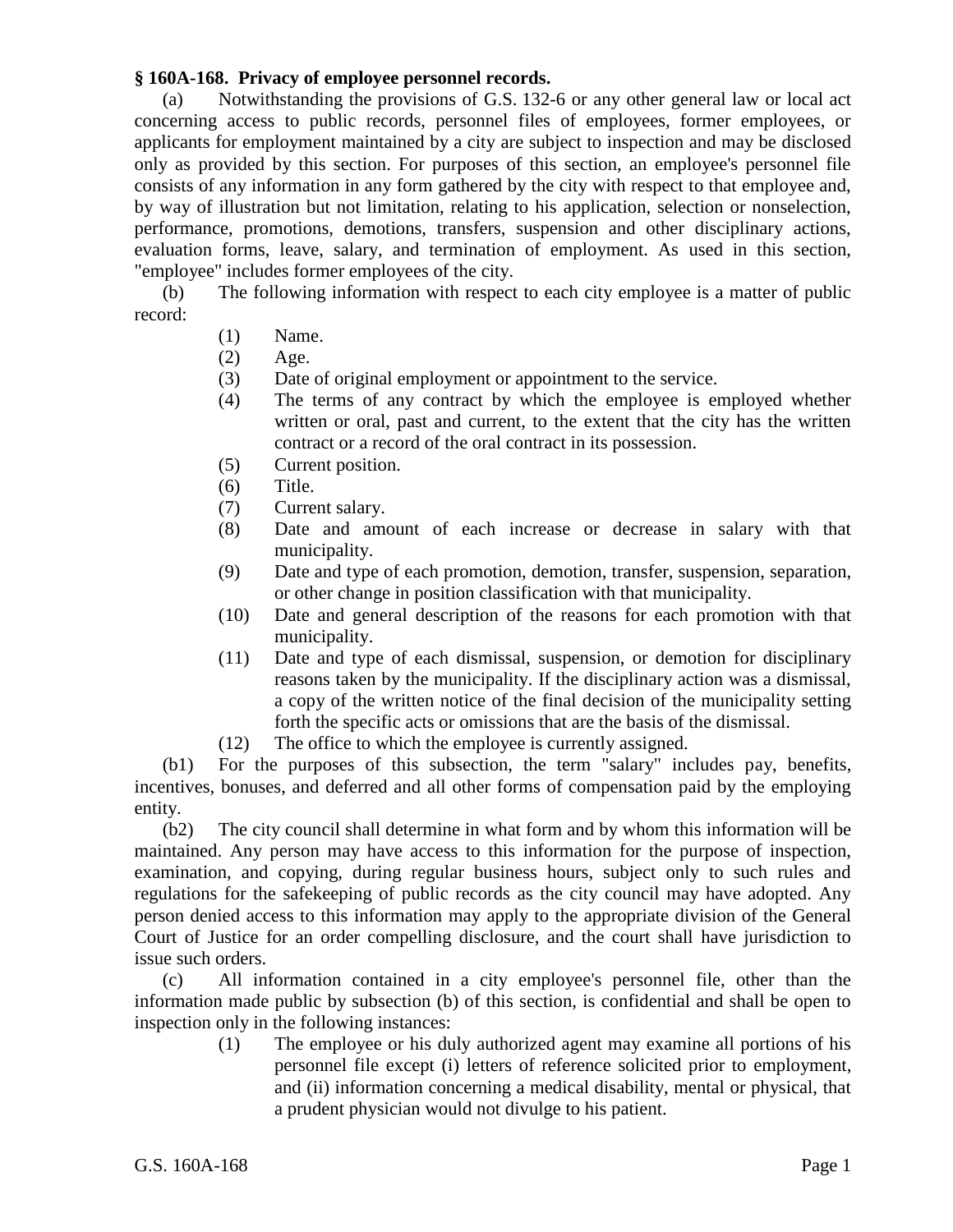**§ 160A-168. Privacy of employee personnel records.**

(a) Notwithstanding the provisions of G.S. 132-6 or any other general law or local act concerning access to public records, personnel files of employees, former employees, or applicants for employment maintained by a city are subject to inspection and may be disclosed only as provided by this section. For purposes of this section, an employee's personnel file consists of any information in any form gathered by the city with respect to that employee and, by way of illustration but not limitation, relating to his application, selection or nonselection, performance, promotions, demotions, transfers, suspension and other disciplinary actions, evaluation forms, leave, salary, and termination of employment. As used in this section, "employee" includes former employees of the city.

(b) The following information with respect to each city employee is a matter of public record:

> (1) Name.
> (2) Age.
> (3) Date of original employment or appointment to the service.
> (4) The terms of any contract by which the employee is employed whether written or oral, past and current, to the extent that the city has the written contract or a record of the oral contract in its possession.
> (5) Current position.
> (6) Title.
> (7) Current salary.
> (8) Date and amount of each increase or decrease in salary with that municipality.
> (9) Date and type of each promotion, demotion, transfer, suspension, separation, or other change in position classification with that municipality.
> (10) Date and general description of the reasons for each promotion with that municipality.
> (11) Date and type of each dismissal, suspension, or demotion for disciplinary reasons taken by the municipality. If the disciplinary action was a dismissal, a copy of the written notice of the final decision of the municipality setting forth the specific acts or omissions that are the basis of the dismissal.
> (12) The office to which the employee is currently assigned.

(b1) For the purposes of this subsection, the term "salary" includes pay, benefits, incentives, bonuses, and deferred and all other forms of compensation paid by the employing entity.

(b2) The city council shall determine in what form and by whom this information will be maintained. Any person may have access to this information for the purpose of inspection, examination, and copying, during regular business hours, subject only to such rules and regulations for the safekeeping of public records as the city council may have adopted. Any person denied access to this information may apply to the appropriate division of the General Court of Justice for an order compelling disclosure, and the court shall have jurisdiction to issue such orders.

(c) All information contained in a city employee's personnel file, other than the information made public by subsection (b) of this section, is confidential and shall be open to inspection only in the following instances:

> (1) The employee or his duly authorized agent may examine all portions of his personnel file except (i) letters of reference solicited prior to employment, and (ii) information concerning a medical disability, mental or physical, that a prudent physician would not divulge to his patient.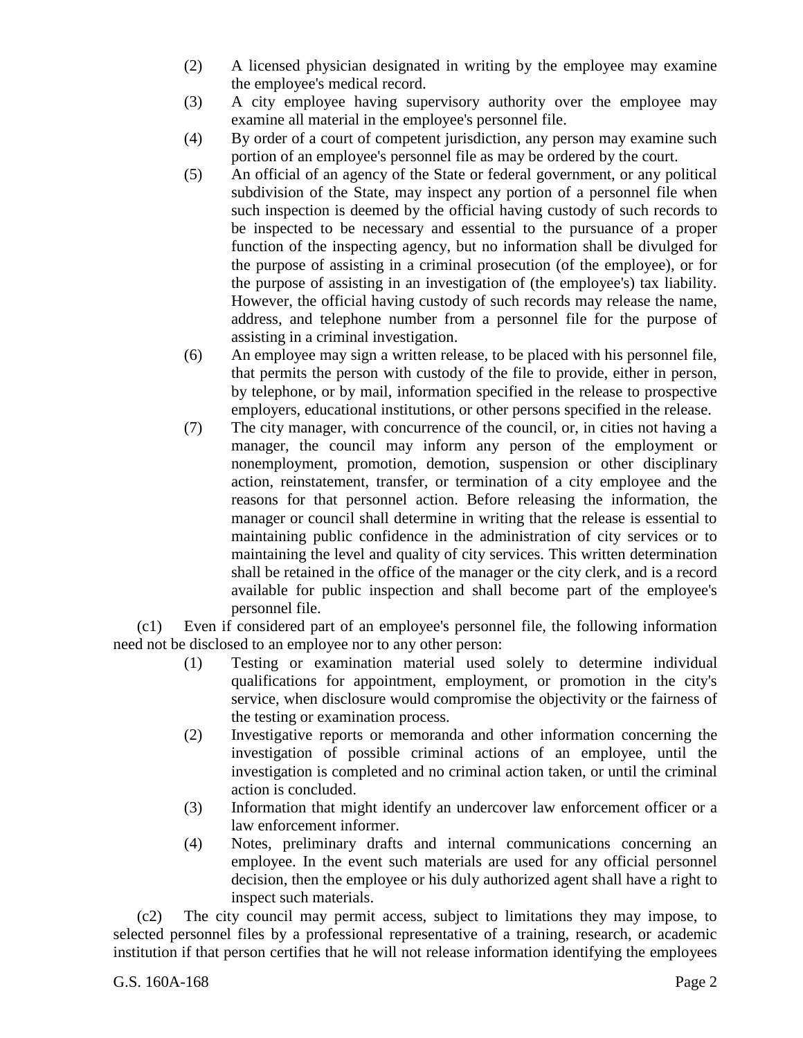(2) A licensed physician designated in writing by the employee may examine the employee's medical record.

(3) A city employee having supervisory authority over the employee may examine all material in the employee's personnel file.

(4) By order of a court of competent jurisdiction, any person may examine such portion of an employee's personnel file as may be ordered by the court.

(5) An official of an agency of the State or federal government, or any political subdivision of the State, may inspect any portion of a personnel file when such inspection is deemed by the official having custody of such records to be inspected to be necessary and essential to the pursuance of a proper function of the inspecting agency, but no information shall be divulged for the purpose of assisting in a criminal prosecution (of the employee), or for the purpose of assisting in an investigation of (the employee's) tax liability. However, the official having custody of such records may release the name, address, and telephone number from a personnel file for the purpose of assisting in a criminal investigation.

(6) An employee may sign a written release, to be placed with his personnel file, that permits the person with custody of the file to provide, either in person, by telephone, or by mail, information specified in the release to prospective employers, educational institutions, or other persons specified in the release.

(7) The city manager, with concurrence of the council, or, in cities not having a manager, the council may inform any person of the employment or nonemployment, promotion, demotion, suspension or other disciplinary action, reinstatement, transfer, or termination of a city employee and the reasons for that personnel action. Before releasing the information, the manager or council shall determine in writing that the release is essential to maintaining public confidence in the administration of city services or to maintaining the level and quality of city services. This written determination shall be retained in the office of the manager or the city clerk, and is a record available for public inspection and shall become part of the employee's personnel file.

(c1) Even if considered part of an employee's personnel file, the following information need not be disclosed to an employee nor to any other person:

(1) Testing or examination material used solely to determine individual qualifications for appointment, employment, or promotion in the city's service, when disclosure would compromise the objectivity or the fairness of the testing or examination process.

(2) Investigative reports or memoranda and other information concerning the investigation of possible criminal actions of an employee, until the investigation is completed and no criminal action taken, or until the criminal action is concluded.

(3) Information that might identify an undercover law enforcement officer or a law enforcement informer.

(4) Notes, preliminary drafts and internal communications concerning an employee. In the event such materials are used for any official personnel decision, then the employee or his duly authorized agent shall have a right to inspect such materials.

(c2) The city council may permit access, subject to limitations they may impose, to selected personnel files by a professional representative of a training, research, or academic institution if that person certifies that he will not release information identifying the employees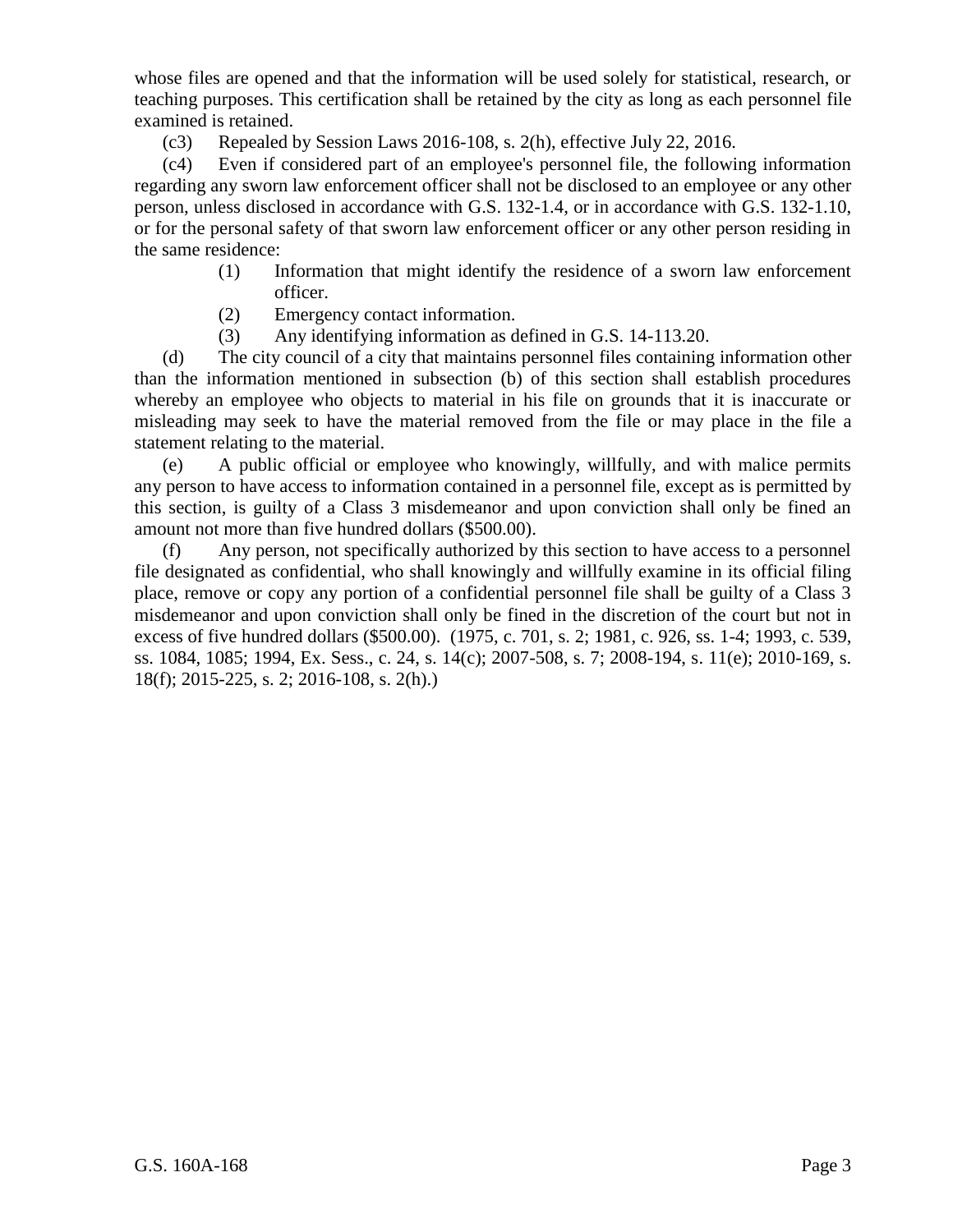whose files are opened and that the information will be used solely for statistical, research, or teaching purposes. This certification shall be retained by the city as long as each personnel file examined is retained.

(c3) Repealed by Session Laws 2016-108, s. 2(h), effective July 22, 2016.

(c4) Even if considered part of an employee's personnel file, the following information regarding any sworn law enforcement officer shall not be disclosed to an employee or any other person, unless disclosed in accordance with G.S. 132-1.4, or in accordance with G.S. 132-1.10, or for the personal safety of that sworn law enforcement officer or any other person residing in the same residence:

(1) Information that might identify the residence of a sworn law enforcement officer.

(2) Emergency contact information.

(3) Any identifying information as defined in G.S. 14-113.20.

(d) The city council of a city that maintains personnel files containing information other than the information mentioned in subsection (b) of this section shall establish procedures whereby an employee who objects to material in his file on grounds that it is inaccurate or misleading may seek to have the material removed from the file or may place in the file a statement relating to the material.

(e) A public official or employee who knowingly, willfully, and with malice permits any person to have access to information contained in a personnel file, except as is permitted by this section, is guilty of a Class 3 misdemeanor and upon conviction shall only be fined an amount not more than five hundred dollars ($500.00).

(f) Any person, not specifically authorized by this section to have access to a personnel file designated as confidential, who shall knowingly and willfully examine in its official filing place, remove or copy any portion of a confidential personnel file shall be guilty of a Class 3 misdemeanor and upon conviction shall only be fined in the discretion of the court but not in excess of five hundred dollars ($500.00). (1975, c. 701, s. 2; 1981, c. 926, ss. 1-4; 1993, c. 539, ss. 1084, 1085; 1994, Ex. Sess., c. 24, s. 14(c); 2007-508, s. 7; 2008-194, s. 11(e); 2010-169, s. 18(f); 2015-225, s. 2; 2016-108, s. 2(h).)